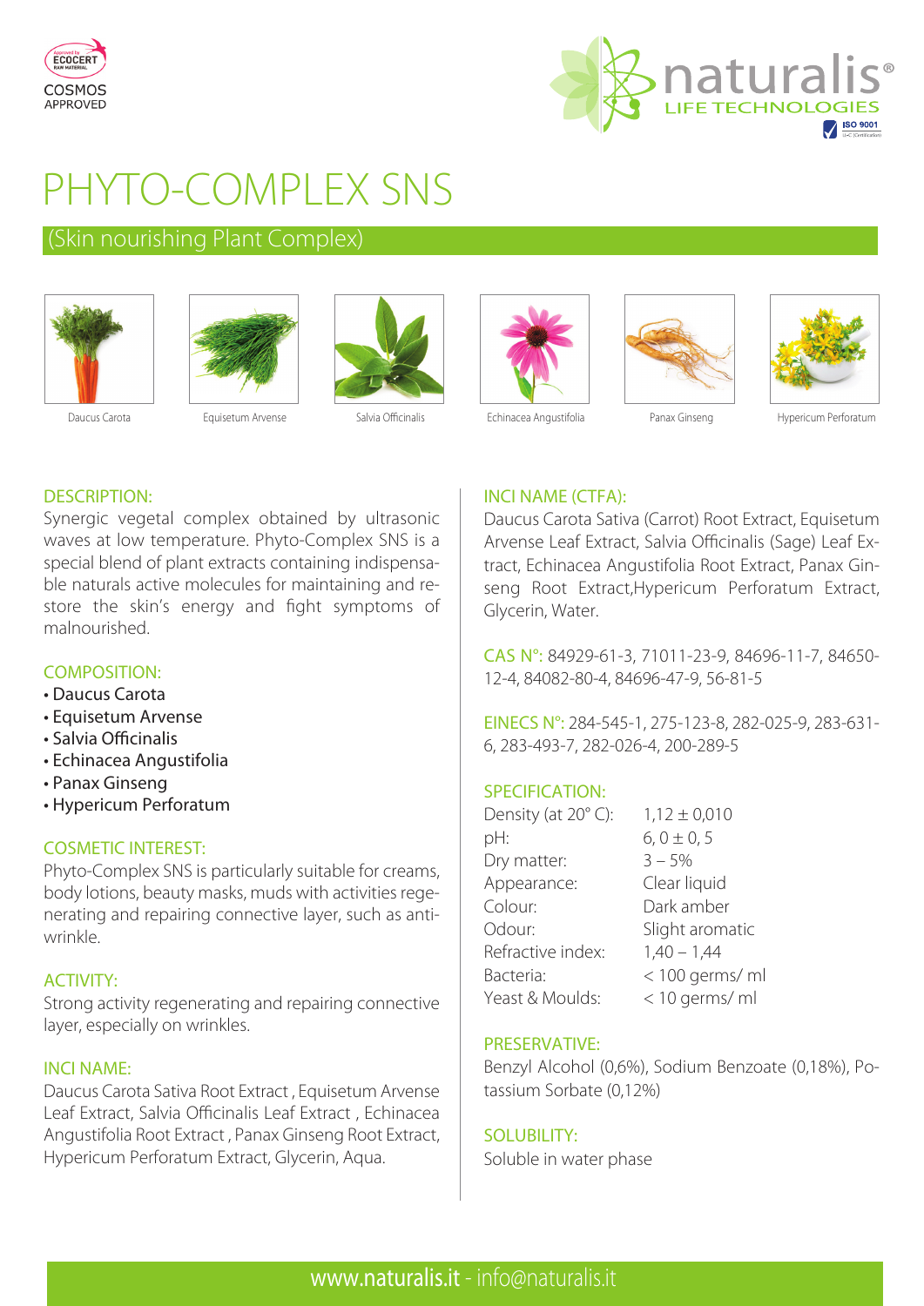COSMOS APPROVED

naturalis® LIFE TECHNOLOGIES

# PHYTO-COMPLEX SNS

## (Skin nourishing Plant Complex)

Daucus Carota | Equisetum Arvense | Salvia Officinalis | Echinacea Angustifolia | Panax Ginseng | Hypericum Perforatum

### DESCRIPTION:

Synergic vegetal complex obtained by ultrasonic waves at low temperature. Phyto-Complex SNS is a special blend of plant extracts containing indispensable naturals active molecules for maintaining and restore the skin's energy and fight symptoms of malnourished.

### COMPOSITION:

- Daucus Carota
- Equisetum Arvense
- Salvia Officinalis
- Echinacea Angustifolia
- Panax Ginseng
- Hypericum Perforatum

### COSMETIC INTEREST:

Phyto-Complex SNS is particularly suitable for creams, body lotions, beauty masks, muds with activities regenerating and repairing connective layer, such as anti-wrinkle.

### ACTIVITY:

Strong activity regenerating and repairing connective layer, especially on wrinkles.

### INCI NAME:

Daucus Carota Sativa Root Extract , Equisetum Arvense Leaf Extract, Salvia Officinalis Leaf Extract , Echinacea Angustifolia Root Extract , Panax Ginseng Root Extract, Hypericum Perforatum Extract, Glycerin, Aqua.

### INCI NAME (CTFA):

Daucus Carota Sativa (Carrot) Root Extract, Equisetum Arvense Leaf Extract, Salvia Officinalis (Sage) Leaf Extract, Echinacea Angustifolia Root Extract, Panax Ginseng Root Extract,Hypericum Perforatum Extract, Glycerin, Water.

**CAS N°:** 84929-61-3, 71011-23-9, 84696-11-7, 84650-12-4, 84082-80-4, 84696-47-9, 56-81-5

**EINECS N°:** 284-545-1, 275-123-8, 282-025-9, 283-631-6, 283-493-7, 282-026-4, 200-289-5

### SPECIFICATION:

| | |
|---|---|
| Density (at 20° C): | 1,12 ± 0,010 |
| pH: | 6, 0 ± 0, 5 |
| Dry matter: | 3 – 5% |
| Appearance: | Clear liquid |
| Colour: | Dark amber |
| Odour: | Slight aromatic |
| Refractive index: | 1,40 – 1,44 |
| Bacteria: | < 100 germs/ ml |
| Yeast & Moulds: | < 10 germs/ ml |

### PRESERVATIVE:

Benzyl Alcohol (0,6%), Sodium Benzoate (0,18%), Potassium Sorbate (0,12%)

### SOLUBILITY:

Soluble in water phase

www.naturalis.it - info@naturalis.it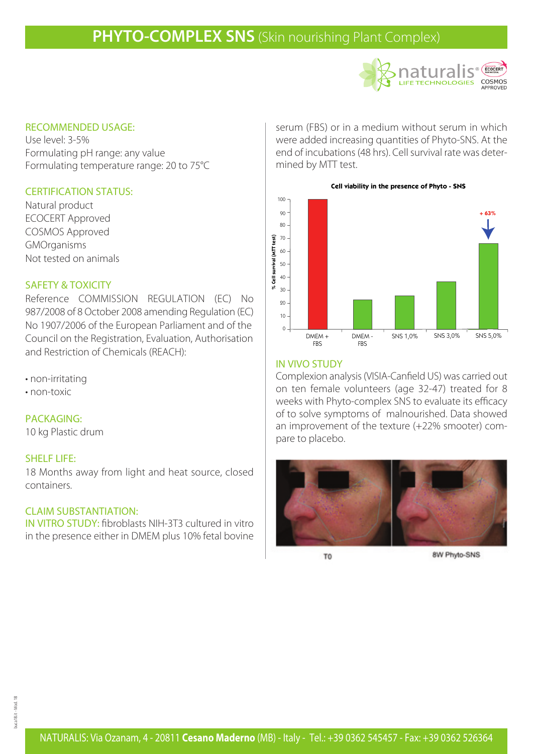# PHYTO-COMPLEX SNS (Skin nourishing Plant Complex)

naturalis LIFE TECHNOLOGIES
ECOCERT COSMOS APPROVED

## RECOMMENDED USAGE:

Use level: 3-5%
Formulating pH range: any value
Formulating temperature range: 20 to 75°C

## CERTIFICATION STATUS:

Natural product
ECOCERT Approved
COSMOS Approved
GMOrganisms
Not tested on animals

## SAFETY & TOXICITY

Reference COMMISSION REGULATION (EC) No 987/2008 of 8 October 2008 amending Regulation (EC) No 1907/2006 of the European Parliament and of the Council on the Registration, Evaluation, Authorisation and Restriction of Chemicals (REACH):

- non-irritating
- non-toxic

## PACKAGING:

10 kg Plastic drum

## SHELF LIFE:

18 Months away from light and heat source, closed containers.

## CLAIM SUBSTANTIATION:

IN VITRO STUDY: fibroblasts NIH-3T3 cultured in vitro in the presence either in DMEM plus 10% fetal bovine serum (FBS) or in a medium without serum in which were added increasing quantities of Phyto-SNS. At the end of incubations (48 hrs). Cell survival rate was determined by MTT test.

**Cell viability in the presence of Phyto - SNS**

% Cell survival (MTT test)

0, 10, 20, 30, 40, 50, 60, 70, 80, 90, 100

DMEM + FBS
DMEM - FBS
SNS 1,0%
SNS 3,0%
SNS 5,0%

+ 63%

## IN VIVO STUDY

Complexion analysis (VISIA-Canfield US) was carried out on ten female volunteers (age 32-47) treated for 8 weeks with Phyto-complex SNS to evaluate its efficacy of to solve symptoms of malnourished. Data showed an improvement of the texture (+22% smoother) compare to placebo.

T0
8W Phyto-SNS

NATURALIS: Via Ozanam, 4 - 20811 **Cesano Maderno** (MB) - Italy - Tel.: +39 0362 545457 - Fax: +39 0362 526364